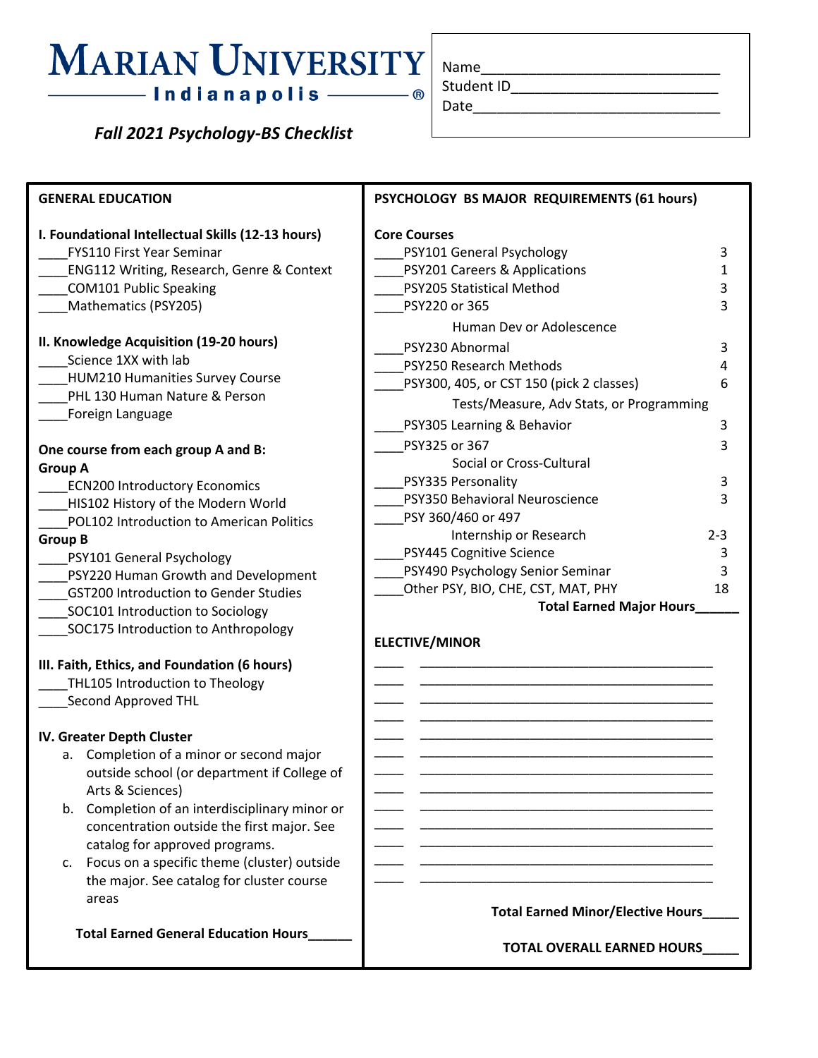# MARIAN UNIVERSITY
## Indianapolis

### *Fall 2021 Psychology-BS Checklist*

Name\_\_\_\_\_\_\_\_\_\_\_\_\_\_\_\_\_\_\_\_\_\_\_\_\_\_\_\_
Student ID\_\_\_\_\_\_\_\_\_\_\_\_\_\_\_\_\_\_\_\_\_\_\_\_\_
Date\_\_\_\_\_\_\_\_\_\_\_\_\_\_\_\_\_\_\_\_\_\_\_\_\_\_\_\_\_\_

## GENERAL EDUCATION

**I. Foundational Intellectual Skills (12-13 hours)**

\_\_\_\_FYS110 First Year Seminar
\_\_\_\_ENG112 Writing, Research, Genre & Context
\_\_\_\_COM101 Public Speaking
\_\_\_\_Mathematics (PSY205)

**II. Knowledge Acquisition (19-20 hours)**

\_\_\_\_Science 1XX with lab
\_\_\_\_HUM210 Humanities Survey Course
\_\_\_\_PHL 130 Human Nature & Person
\_\_\_\_Foreign Language

**One course from each group A and B:**

**Group A**

\_\_\_\_ECN200 Introductory Economics
\_\_\_\_HIS102 History of the Modern World
\_\_\_\_POL102 Introduction to American Politics

**Group B**

\_\_\_\_PSY101 General Psychology
\_\_\_\_PSY220 Human Growth and Development
\_\_\_\_GST200 Introduction to Gender Studies
\_\_\_\_SOC101 Introduction to Sociology
\_\_\_\_SOC175 Introduction to Anthropology

**III. Faith, Ethics, and Foundation (6 hours)**

\_\_\_\_THL105 Introduction to Theology
\_\_\_\_Second Approved THL

**IV. Greater Depth Cluster**

a. Completion of a minor or second major outside school (or department if College of Arts & Sciences)
b. Completion of an interdisciplinary minor or concentration outside the first major. See catalog for approved programs.
c. Focus on a specific theme (cluster) outside the major. See catalog for cluster course areas

**Total Earned General Education Hours\_\_\_\_\_\_**

## PSYCHOLOGY BS MAJOR REQUIREMENTS (61 hours)

**Core Courses**

| Course | Hours |
|---|---|
| \_\_\_\_PSY101 General Psychology | 3 |
| \_\_\_\_PSY201 Careers & Applications | 1 |
| \_\_\_\_PSY205 Statistical Method | 3 |
| \_\_\_\_PSY220 or 365 Human Dev or Adolescence | 3 |
| \_\_\_\_PSY230 Abnormal | 3 |
| \_\_\_\_PSY250 Research Methods | 4 |
| \_\_\_\_PSY300, 405, or CST 150 (pick 2 classes) Tests/Measure, Adv Stats, or Programming | 6 |
| \_\_\_\_PSY305 Learning & Behavior | 3 |
| \_\_\_\_PSY325 or 367 Social or Cross-Cultural | 3 |
| \_\_\_\_PSY335 Personality | 3 |
| \_\_\_\_PSY350 Behavioral Neuroscience | 3 |
| \_\_\_\_PSY 360/460 or 497 Internship or Research | 2-3 |
| \_\_\_\_PSY445 Cognitive Science | 3 |
| \_\_\_\_PSY490 Psychology Senior Seminar | 3 |
| \_\_\_\_Other PSY, BIO, CHE, CST, MAT, PHY | 18 |

**Total Earned Major Hours\_\_\_\_\_\_**

## ELECTIVE/MINOR

\_\_\_\_ \_\_\_\_\_\_\_\_\_\_\_\_\_\_\_\_\_\_\_\_\_\_\_\_\_\_\_\_\_\_\_\_\_\_\_\_\_\_\_\_
\_\_\_\_ \_\_\_\_\_\_\_\_\_\_\_\_\_\_\_\_\_\_\_\_\_\_\_\_\_\_\_\_\_\_\_\_\_\_\_\_\_\_\_\_
\_\_\_\_ \_\_\_\_\_\_\_\_\_\_\_\_\_\_\_\_\_\_\_\_\_\_\_\_\_\_\_\_\_\_\_\_\_\_\_\_\_\_\_\_
\_\_\_\_ \_\_\_\_\_\_\_\_\_\_\_\_\_\_\_\_\_\_\_\_\_\_\_\_\_\_\_\_\_\_\_\_\_\_\_\_\_\_\_\_
\_\_\_\_ \_\_\_\_\_\_\_\_\_\_\_\_\_\_\_\_\_\_\_\_\_\_\_\_\_\_\_\_\_\_\_\_\_\_\_\_\_\_\_\_
\_\_\_\_ \_\_\_\_\_\_\_\_\_\_\_\_\_\_\_\_\_\_\_\_\_\_\_\_\_\_\_\_\_\_\_\_\_\_\_\_\_\_\_\_
\_\_\_\_ \_\_\_\_\_\_\_\_\_\_\_\_\_\_\_\_\_\_\_\_\_\_\_\_\_\_\_\_\_\_\_\_\_\_\_\_\_\_\_\_
\_\_\_\_ \_\_\_\_\_\_\_\_\_\_\_\_\_\_\_\_\_\_\_\_\_\_\_\_\_\_\_\_\_\_\_\_\_\_\_\_\_\_\_\_
\_\_\_\_ \_\_\_\_\_\_\_\_\_\_\_\_\_\_\_\_\_\_\_\_\_\_\_\_\_\_\_\_\_\_\_\_\_\_\_\_\_\_\_\_
\_\_\_\_ \_\_\_\_\_\_\_\_\_\_\_\_\_\_\_\_\_\_\_\_\_\_\_\_\_\_\_\_\_\_\_\_\_\_\_\_\_\_\_\_
\_\_\_\_ \_\_\_\_\_\_\_\_\_\_\_\_\_\_\_\_\_\_\_\_\_\_\_\_\_\_\_\_\_\_\_\_\_\_\_\_\_\_\_\_
\_\_\_\_ \_\_\_\_\_\_\_\_\_\_\_\_\_\_\_\_\_\_\_\_\_\_\_\_\_\_\_\_\_\_\_\_\_\_\_\_\_\_\_\_
\_\_\_\_ \_\_\_\_\_\_\_\_\_\_\_\_\_\_\_\_\_\_\_\_\_\_\_\_\_\_\_\_\_\_\_\_\_\_\_\_\_\_\_\_

**Total Earned Minor/Elective Hours\_\_\_\_\_**

**TOTAL OVERALL EARNED HOURS\_\_\_\_\_**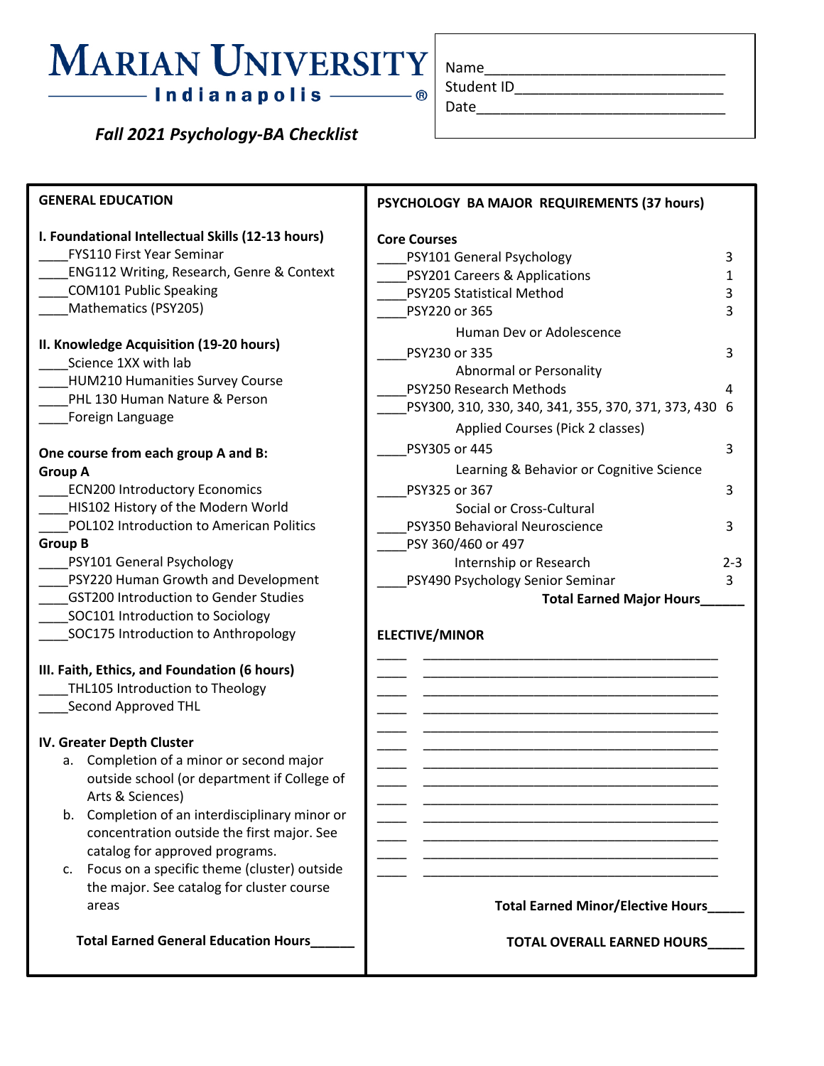# MARIAN UNIVERSITY

Indianapolis ®

*Fall 2021 Psychology-BA Checklist*

Name\_\_\_\_\_\_\_\_\_\_\_\_\_\_\_\_\_\_\_\_\_\_\_\_\_\_\_\_
Student ID\_\_\_\_\_\_\_\_\_\_\_\_\_\_\_\_\_\_\_\_\_\_\_\_\_
Date\_\_\_\_\_\_\_\_\_\_\_\_\_\_\_\_\_\_\_\_\_\_\_\_\_\_\_\_\_\_

## GENERAL EDUCATION

**I. Foundational Intellectual Skills (12-13 hours)**

\_\_\_\_FYS110 First Year Seminar
\_\_\_\_ENG112 Writing, Research, Genre & Context
\_\_\_\_COM101 Public Speaking
\_\_\_\_Mathematics (PSY205)

**II. Knowledge Acquisition (19-20 hours)**

\_\_\_\_Science 1XX with lab
\_\_\_\_HUM210 Humanities Survey Course
\_\_\_\_PHL 130 Human Nature & Person
\_\_\_\_Foreign Language

**One course from each group A and B:**

**Group A**

\_\_\_\_ECN200 Introductory Economics
\_\_\_\_HIS102 History of the Modern World
\_\_\_\_POL102 Introduction to American Politics

**Group B**

\_\_\_\_PSY101 General Psychology
\_\_\_\_PSY220 Human Growth and Development
\_\_\_\_GST200 Introduction to Gender Studies
\_\_\_\_SOC101 Introduction to Sociology
\_\_\_\_SOC175 Introduction to Anthropology

**III. Faith, Ethics, and Foundation (6 hours)**

\_\_\_\_THL105 Introduction to Theology
\_\_\_\_Second Approved THL

**IV. Greater Depth Cluster**

a. Completion of a minor or second major outside school (or department if College of Arts & Sciences)
b. Completion of an interdisciplinary minor or concentration outside the first major. See catalog for approved programs.
c. Focus on a specific theme (cluster) outside the major. See catalog for cluster course areas

**Total Earned General Education Hours\_\_\_\_\_\_**

## PSYCHOLOGY BA MAJOR REQUIREMENTS (37 hours)

**Core Courses**

| Course | Hours |
|---|---|
| \_\_\_\_PSY101 General Psychology | 3 |
| \_\_\_\_PSY201 Careers & Applications | 1 |
| \_\_\_\_PSY205 Statistical Method | 3 |
| \_\_\_\_PSY220 or 365 Human Dev or Adolescence | 3 |
| \_\_\_\_PSY230 or 335 Abnormal or Personality | 3 |
| \_\_\_\_PSY250 Research Methods | 4 |
| \_\_\_\_PSY300, 310, 330, 340, 341, 355, 370, 371, 373, 430 Applied Courses (Pick 2 classes) | 6 |
| \_\_\_\_PSY305 or 445 Learning & Behavior or Cognitive Science | 3 |
| \_\_\_\_PSY325 or 367 Social or Cross-Cultural | 3 |
| \_\_\_\_PSY350 Behavioral Neuroscience | 3 |
| \_\_\_\_PSY 360/460 or 497 Internship or Research | 2-3 |
| \_\_\_\_PSY490 Psychology Senior Seminar | 3 |

**Total Earned Major Hours\_\_\_\_\_\_**

## ELECTIVE/MINOR

\_\_\_\_ \_\_\_\_\_\_\_\_\_\_\_\_\_\_\_\_\_\_\_\_\_\_\_\_\_\_\_\_\_\_\_\_\_\_\_\_\_\_
\_\_\_\_ \_\_\_\_\_\_\_\_\_\_\_\_\_\_\_\_\_\_\_\_\_\_\_\_\_\_\_\_\_\_\_\_\_\_\_\_\_\_
\_\_\_\_ \_\_\_\_\_\_\_\_\_\_\_\_\_\_\_\_\_\_\_\_\_\_\_\_\_\_\_\_\_\_\_\_\_\_\_\_\_\_
\_\_\_\_ \_\_\_\_\_\_\_\_\_\_\_\_\_\_\_\_\_\_\_\_\_\_\_\_\_\_\_\_\_\_\_\_\_\_\_\_\_\_
\_\_\_\_ \_\_\_\_\_\_\_\_\_\_\_\_\_\_\_\_\_\_\_\_\_\_\_\_\_\_\_\_\_\_\_\_\_\_\_\_\_\_
\_\_\_\_ \_\_\_\_\_\_\_\_\_\_\_\_\_\_\_\_\_\_\_\_\_\_\_\_\_\_\_\_\_\_\_\_\_\_\_\_\_\_
\_\_\_\_ \_\_\_\_\_\_\_\_\_\_\_\_\_\_\_\_\_\_\_\_\_\_\_\_\_\_\_\_\_\_\_\_\_\_\_\_\_\_
\_\_\_\_ \_\_\_\_\_\_\_\_\_\_\_\_\_\_\_\_\_\_\_\_\_\_\_\_\_\_\_\_\_\_\_\_\_\_\_\_\_\_
\_\_\_\_ \_\_\_\_\_\_\_\_\_\_\_\_\_\_\_\_\_\_\_\_\_\_\_\_\_\_\_\_\_\_\_\_\_\_\_\_\_\_
\_\_\_\_ \_\_\_\_\_\_\_\_\_\_\_\_\_\_\_\_\_\_\_\_\_\_\_\_\_\_\_\_\_\_\_\_\_\_\_\_\_\_
\_\_\_\_ \_\_\_\_\_\_\_\_\_\_\_\_\_\_\_\_\_\_\_\_\_\_\_\_\_\_\_\_\_\_\_\_\_\_\_\_\_\_
\_\_\_\_ \_\_\_\_\_\_\_\_\_\_\_\_\_\_\_\_\_\_\_\_\_\_\_\_\_\_\_\_\_\_\_\_\_\_\_\_\_\_
\_\_\_\_ \_\_\_\_\_\_\_\_\_\_\_\_\_\_\_\_\_\_\_\_\_\_\_\_\_\_\_\_\_\_\_\_\_\_\_\_\_\_

**Total Earned Minor/Elective Hours\_\_\_\_\_**

**TOTAL OVERALL EARNED HOURS\_\_\_\_\_**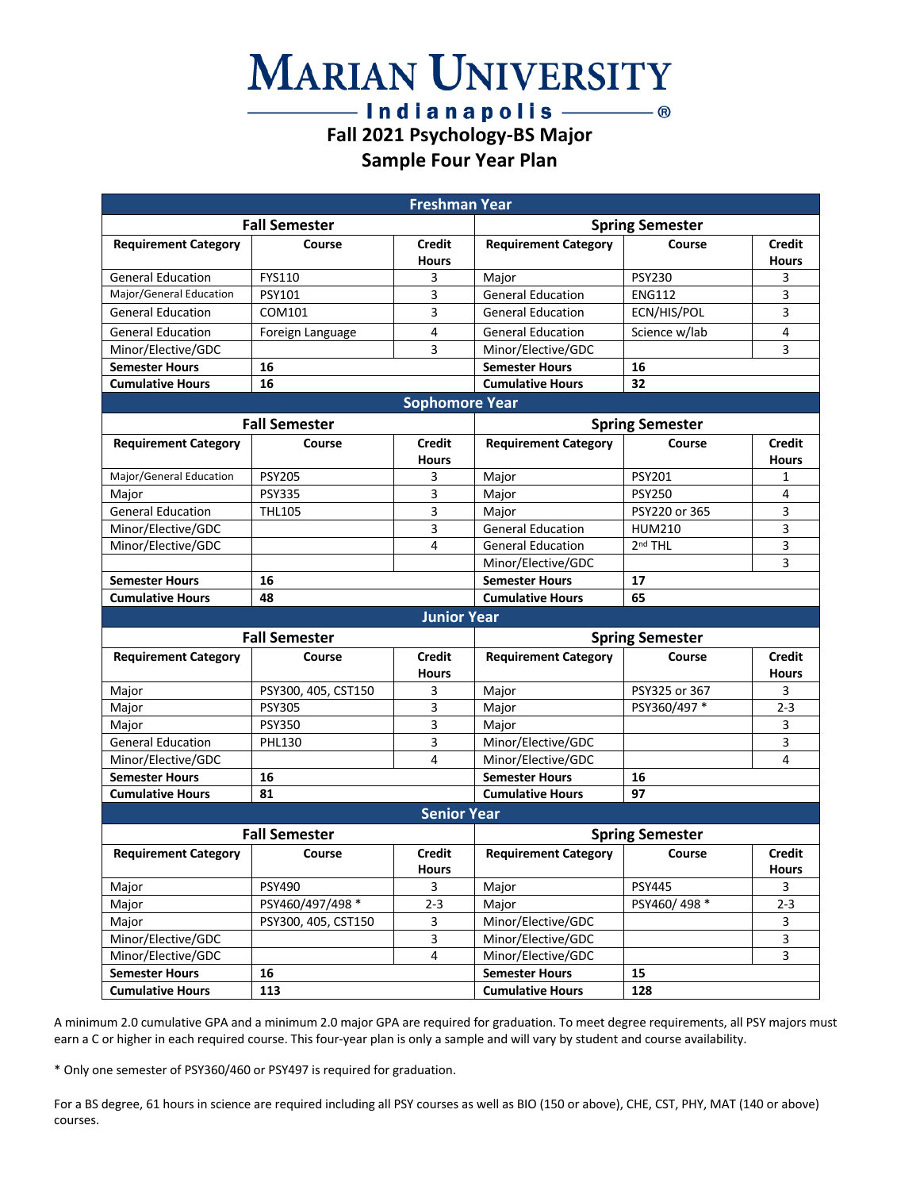# Marian University Indianapolis

## Fall 2021 Psychology-BS Major

## Sample Four Year Plan

| Freshman Year | | | | | |
|---|---|---|---|---|---|
| **Fall Semester** | | | **Spring Semester** | | |
| **Requirement Category** | **Course** | **Credit Hours** | **Requirement Category** | **Course** | **Credit Hours** |
| General Education | FYS110 | 3 | Major | PSY230 | 3 |
| Major/General Education | PSY101 | 3 | General Education | ENG112 | 3 |
| General Education | COM101 | 3 | General Education | ECN/HIS/POL | 3 |
| General Education | Foreign Language | 4 | General Education | Science w/lab | 4 |
| Minor/Elective/GDC | | 3 | Minor/Elective/GDC | | 3 |
| **Semester Hours** | **16** | | **Semester Hours** | **16** | |
| **Cumulative Hours** | **16** | | **Cumulative Hours** | **32** | |

| Sophomore Year | | | | | |
|---|---|---|---|---|---|
| **Fall Semester** | | | **Spring Semester** | | |
| **Requirement Category** | **Course** | **Credit Hours** | **Requirement Category** | **Course** | **Credit Hours** |
| Major/General Education | PSY205 | 3 | Major | PSY201 | 1 |
| Major | PSY335 | 3 | Major | PSY250 | 4 |
| General Education | THL105 | 3 | Major | PSY220 or 365 | 3 |
| Minor/Elective/GDC | | 3 | General Education | HUM210 | 3 |
| Minor/Elective/GDC | | 4 | General Education | 2nd THL | 3 |
| | | | Minor/Elective/GDC | | 3 |
| **Semester Hours** | **16** | | **Semester Hours** | **17** | |
| **Cumulative Hours** | **48** | | **Cumulative Hours** | **65** | |

| Junior Year | | | | | |
|---|---|---|---|---|---|
| **Fall Semester** | | | **Spring Semester** | | |
| **Requirement Category** | **Course** | **Credit Hours** | **Requirement Category** | **Course** | **Credit Hours** |
| Major | PSY300, 405, CST150 | 3 | Major | PSY325 or 367 | 3 |
| Major | PSY305 | 3 | Major | PSY360/497 * | 2-3 |
| Major | PSY350 | 3 | Major | | 3 |
| General Education | PHL130 | 3 | Minor/Elective/GDC | | 3 |
| Minor/Elective/GDC | | 4 | Minor/Elective/GDC | | 4 |
| **Semester Hours** | **16** | | **Semester Hours** | **16** | |
| **Cumulative Hours** | **81** | | **Cumulative Hours** | **97** | |

| Senior Year | | | | | |
|---|---|---|---|---|---|
| **Fall Semester** | | | **Spring Semester** | | |
| **Requirement Category** | **Course** | **Credit Hours** | **Requirement Category** | **Course** | **Credit Hours** |
| Major | PSY490 | 3 | Major | PSY445 | 3 |
| Major | PSY460/497/498 * | 2-3 | Major | PSY460/ 498 * | 2-3 |
| Major | PSY300, 405, CST150 | 3 | Minor/Elective/GDC | | 3 |
| Minor/Elective/GDC | | 3 | Minor/Elective/GDC | | 3 |
| Minor/Elective/GDC | | 4 | Minor/Elective/GDC | | 3 |
| **Semester Hours** | **16** | | **Semester Hours** | **15** | |
| **Cumulative Hours** | **113** | | **Cumulative Hours** | **128** | |

A minimum 2.0 cumulative GPA and a minimum 2.0 major GPA are required for graduation. To meet degree requirements, all PSY majors must earn a C or higher in each required course. This four-year plan is only a sample and will vary by student and course availability.

* Only one semester of PSY360/460 or PSY497 is required for graduation.

For a BS degree, 61 hours in science are required including all PSY courses as well as BIO (150 or above), CHE, CST, PHY, MAT (140 or above) courses.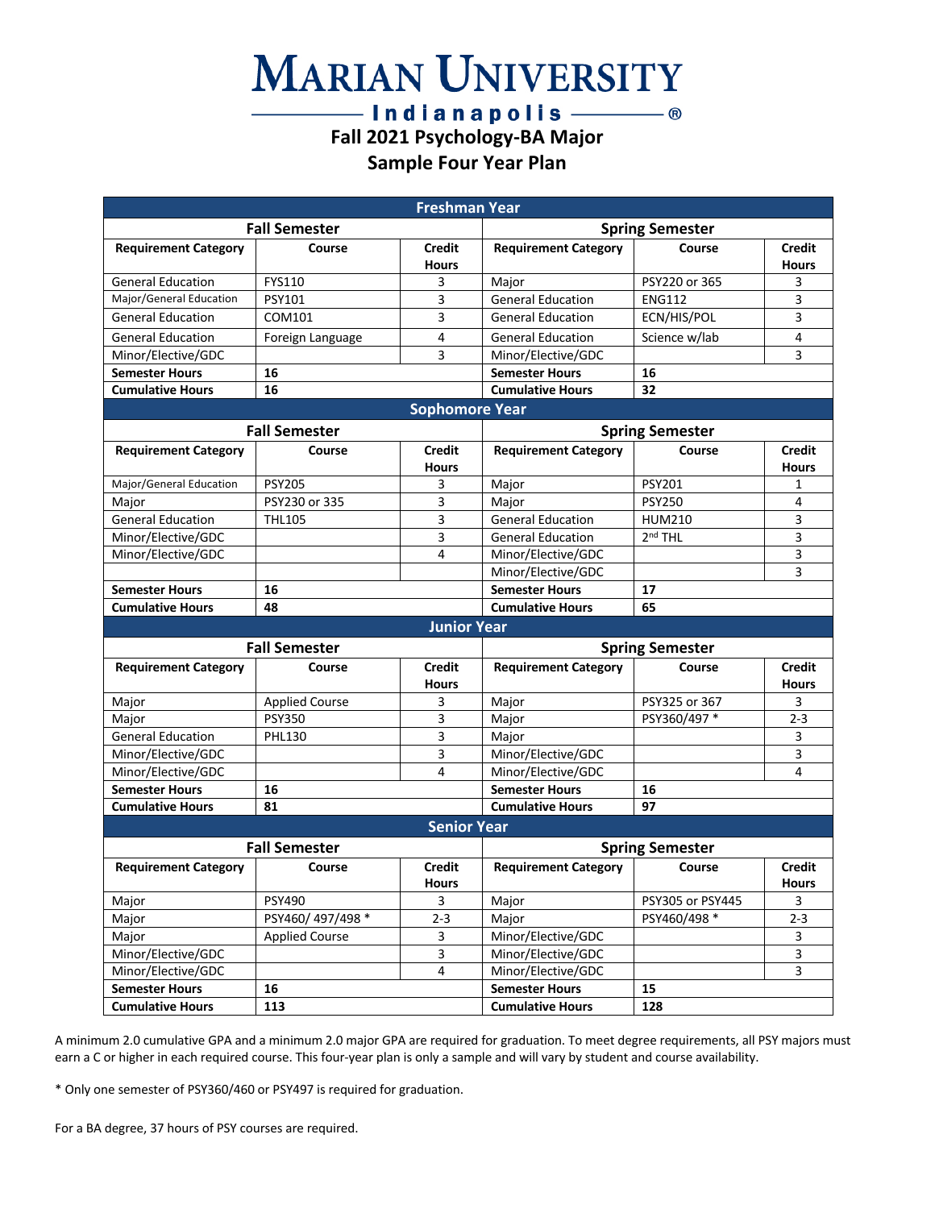# Marian University Indianapolis

## Fall 2021 Psychology-BA Major

## Sample Four Year Plan

| Freshman Year | | | | | |
|---|---|---|---|---|---|
| **Fall Semester** | | | **Spring Semester** | | |
| **Requirement Category** | **Course** | **Credit Hours** | **Requirement Category** | **Course** | **Credit Hours** |
| General Education | FYS110 | 3 | Major | PSY220 or 365 | 3 |
| Major/General Education | PSY101 | 3 | General Education | ENG112 | 3 |
| General Education | COM101 | 3 | General Education | ECN/HIS/POL | 3 |
| General Education | Foreign Language | 4 | General Education | Science w/lab | 4 |
| Minor/Elective/GDC | | 3 | Minor/Elective/GDC | | 3 |
| **Semester Hours** | **16** | | **Semester Hours** | **16** | |
| **Cumulative Hours** | **16** | | **Cumulative Hours** | **32** | |
| **Sophomore Year** | | | | | |
| **Fall Semester** | | | **Spring Semester** | | |
| **Requirement Category** | **Course** | **Credit Hours** | **Requirement Category** | **Course** | **Credit Hours** |
| Major/General Education | PSY205 | 3 | Major | PSY201 | 1 |
| Major | PSY230 or 335 | 3 | Major | PSY250 | 4 |
| General Education | THL105 | 3 | General Education | HUM210 | 3 |
| Minor/Elective/GDC | | 3 | General Education | 2nd THL | 3 |
| Minor/Elective/GDC | | 4 | Minor/Elective/GDC | | 3 |
| | | | Minor/Elective/GDC | | 3 |
| **Semester Hours** | **16** | | **Semester Hours** | **17** | |
| **Cumulative Hours** | **48** | | **Cumulative Hours** | **65** | |
| **Junior Year** | | | | | |
| **Fall Semester** | | | **Spring Semester** | | |
| **Requirement Category** | **Course** | **Credit Hours** | **Requirement Category** | **Course** | **Credit Hours** |
| Major | Applied Course | 3 | Major | PSY325 or 367 | 3 |
| Major | PSY350 | 3 | Major | PSY360/497 * | 2-3 |
| General Education | PHL130 | 3 | Major | | 3 |
| Minor/Elective/GDC | | 3 | Minor/Elective/GDC | | 3 |
| Minor/Elective/GDC | | 4 | Minor/Elective/GDC | | 4 |
| **Semester Hours** | **16** | | **Semester Hours** | **16** | |
| **Cumulative Hours** | **81** | | **Cumulative Hours** | **97** | |
| **Senior Year** | | | | | |
| **Fall Semester** | | | **Spring Semester** | | |
| **Requirement Category** | **Course** | **Credit Hours** | **Requirement Category** | **Course** | **Credit Hours** |
| Major | PSY490 | 3 | Major | PSY305 or PSY445 | 3 |
| Major | PSY460/ 497/498 * | 2-3 | Major | PSY460/498 * | 2-3 |
| Major | Applied Course | 3 | Minor/Elective/GDC | | 3 |
| Minor/Elective/GDC | | 3 | Minor/Elective/GDC | | 3 |
| Minor/Elective/GDC | | 4 | Minor/Elective/GDC | | 3 |
| **Semester Hours** | **16** | | **Semester Hours** | **15** | |
| **Cumulative Hours** | **113** | | **Cumulative Hours** | **128** | |

A minimum 2.0 cumulative GPA and a minimum 2.0 major GPA are required for graduation. To meet degree requirements, all PSY majors must earn a C or higher in each required course. This four-year plan is only a sample and will vary by student and course availability.

* Only one semester of PSY360/460 or PSY497 is required for graduation.

For a BA degree, 37 hours of PSY courses are required.